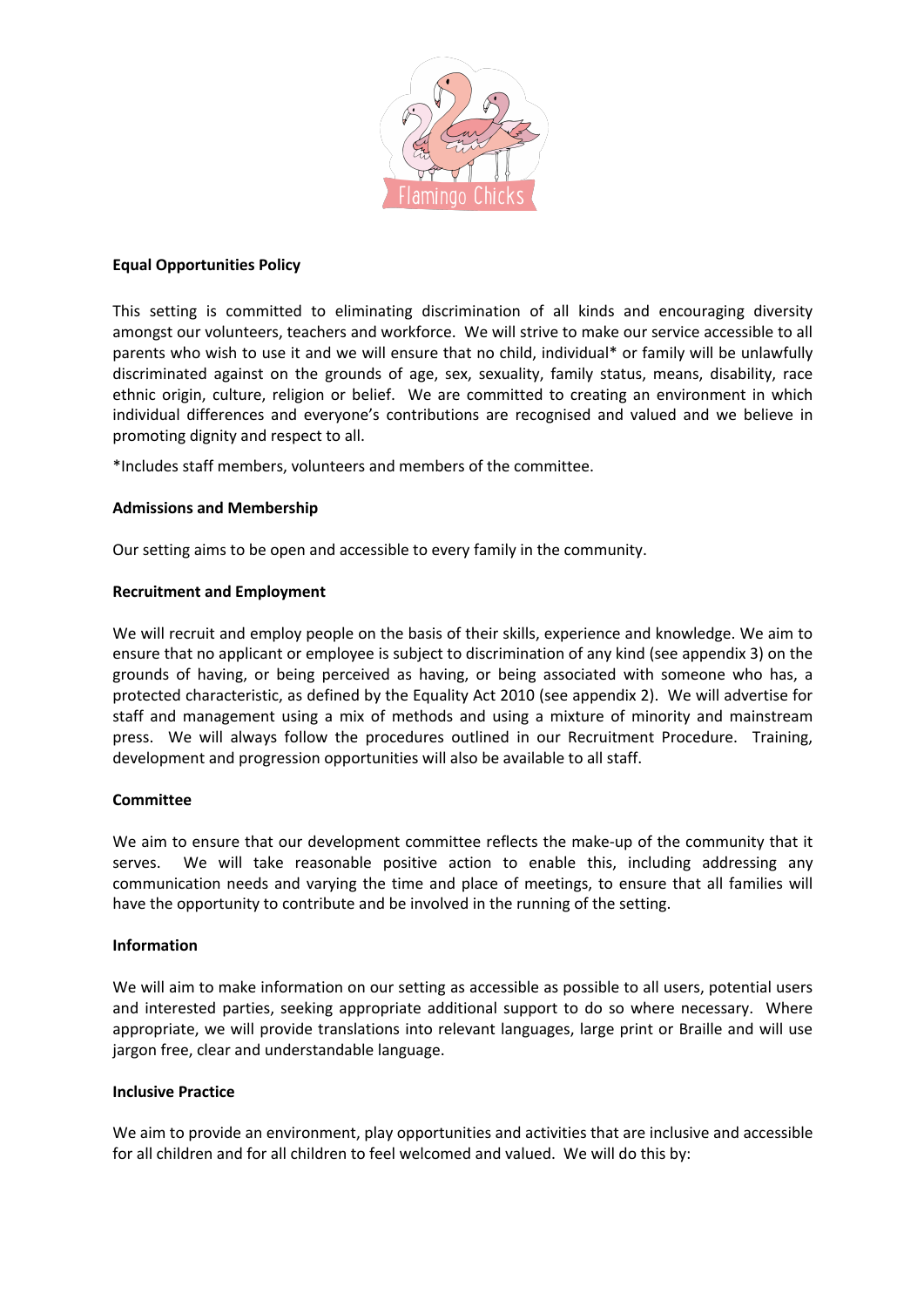Flamingo Chicks

**Equal Opportunities Policy**

This setting is committed to eliminating discrimination of all kinds and encouraging diversity amongst our volunteers, teachers and workforce. We will strive to make our service accessible to all parents who wish to use it and we will ensure that no child, individual* or family will be unlawfully discriminated against on the grounds of age, sex, sexuality, family status, means, disability, race ethnic origin, culture, religion or belief. We are committed to creating an environment in which individual differences and everyone's contributions are recognised and valued and we believe in promoting dignity and respect to all.

*Includes staff members, volunteers and members of the committee.

**Admissions and Membership**

Our setting aims to be open and accessible to every family in the community.

**Recruitment and Employment**

We will recruit and employ people on the basis of their skills, experience and knowledge. We aim to ensure that no applicant or employee is subject to discrimination of any kind (see appendix 3) on the grounds of having, or being perceived as having, or being associated with someone who has, a protected characteristic, as defined by the Equality Act 2010 (see appendix 2). We will advertise for staff and management using a mix of methods and using a mixture of minority and mainstream press. We will always follow the procedures outlined in our Recruitment Procedure. Training, development and progression opportunities will also be available to all staff.

**Committee**

We aim to ensure that our development committee reflects the make-up of the community that it serves. We will take reasonable positive action to enable this, including addressing any communication needs and varying the time and place of meetings, to ensure that all families will have the opportunity to contribute and be involved in the running of the setting.

**Information**

We will aim to make information on our setting as accessible as possible to all users, potential users and interested parties, seeking appropriate additional support to do so where necessary. Where appropriate, we will provide translations into relevant languages, large print or Braille and will use jargon free, clear and understandable language.

**Inclusive Practice**

We aim to provide an environment, play opportunities and activities that are inclusive and accessible for all children and for all children to feel welcomed and valued. We will do this by: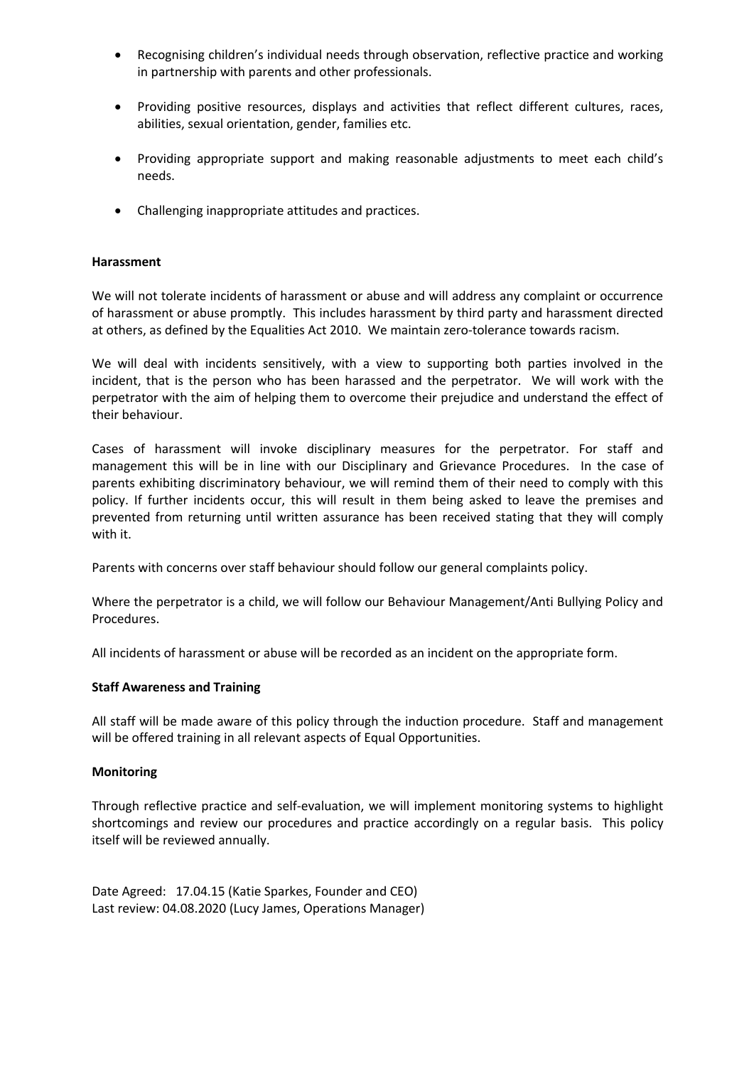- Recognising children's individual needs through observation, reflective practice and working in partnership with parents and other professionals.
- Providing positive resources, displays and activities that reflect different cultures, races, abilities, sexual orientation, gender, families etc.
- Providing appropriate support and making reasonable adjustments to meet each child's needs.
- Challenging inappropriate attitudes and practices.

**Harassment**

We will not tolerate incidents of harassment or abuse and will address any complaint or occurrence of harassment or abuse promptly. This includes harassment by third party and harassment directed at others, as defined by the Equalities Act 2010. We maintain zero-tolerance towards racism.

We will deal with incidents sensitively, with a view to supporting both parties involved in the incident, that is the person who has been harassed and the perpetrator. We will work with the perpetrator with the aim of helping them to overcome their prejudice and understand the effect of their behaviour.

Cases of harassment will invoke disciplinary measures for the perpetrator. For staff and management this will be in line with our Disciplinary and Grievance Procedures. In the case of parents exhibiting discriminatory behaviour, we will remind them of their need to comply with this policy. If further incidents occur, this will result in them being asked to leave the premises and prevented from returning until written assurance has been received stating that they will comply with it.

Parents with concerns over staff behaviour should follow our general complaints policy.

Where the perpetrator is a child, we will follow our Behaviour Management/Anti Bullying Policy and Procedures.

All incidents of harassment or abuse will be recorded as an incident on the appropriate form.

**Staff Awareness and Training**

All staff will be made aware of this policy through the induction procedure. Staff and management will be offered training in all relevant aspects of Equal Opportunities.

**Monitoring**

Through reflective practice and self-evaluation, we will implement monitoring systems to highlight shortcomings and review our procedures and practice accordingly on a regular basis. This policy itself will be reviewed annually.

Date Agreed: 17.04.15 (Katie Sparkes, Founder and CEO)
Last review: 04.08.2020 (Lucy James, Operations Manager)